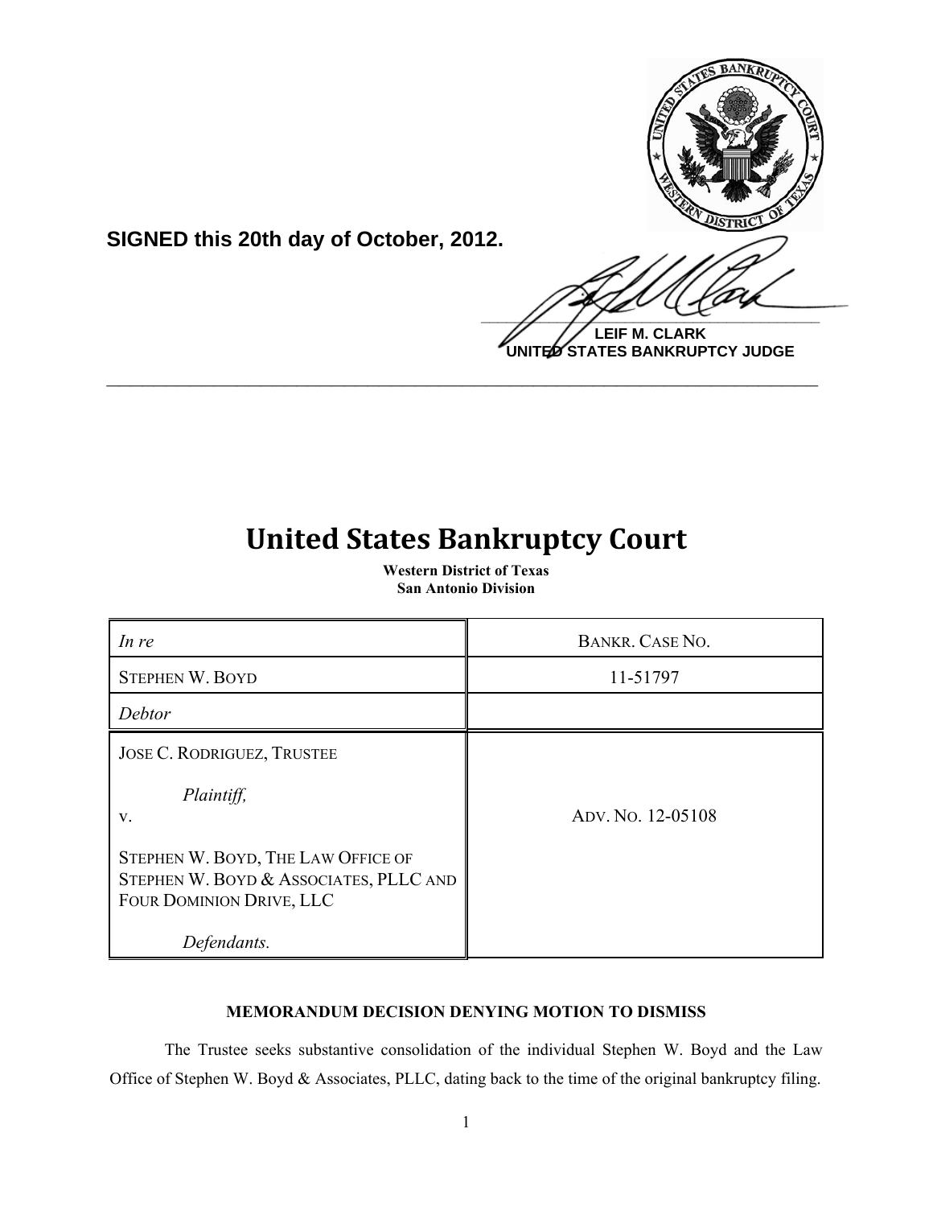**SIGNED this 20th day of October, 2012.**

**LEIF M. CLARK**
**UNITED STATES BANKRUPTCY JUDGE**

# United States Bankruptcy Court

**Western District of Texas**
**San Antonio Division**

| *In re* | BANKR. CASE NO. |
|---|---|
| STEPHEN W. BOYD | 11-51797 |
| *Debtor* | |
| JOSE C. RODRIGUEZ, TRUSTEE<br><br>*Plaintiff,*<br>v.<br><br>STEPHEN W. BOYD, THE LAW OFFICE OF STEPHEN W. BOYD & ASSOCIATES, PLLC AND FOUR DOMINION DRIVE, LLC<br><br>*Defendants.* | ADV. NO. 12-05108 |

**MEMORANDUM DECISION DENYING MOTION TO DISMISS**

The Trustee seeks substantive consolidation of the individual Stephen W. Boyd and the Law Office of Stephen W. Boyd & Associates, PLLC, dating back to the time of the original bankruptcy filing.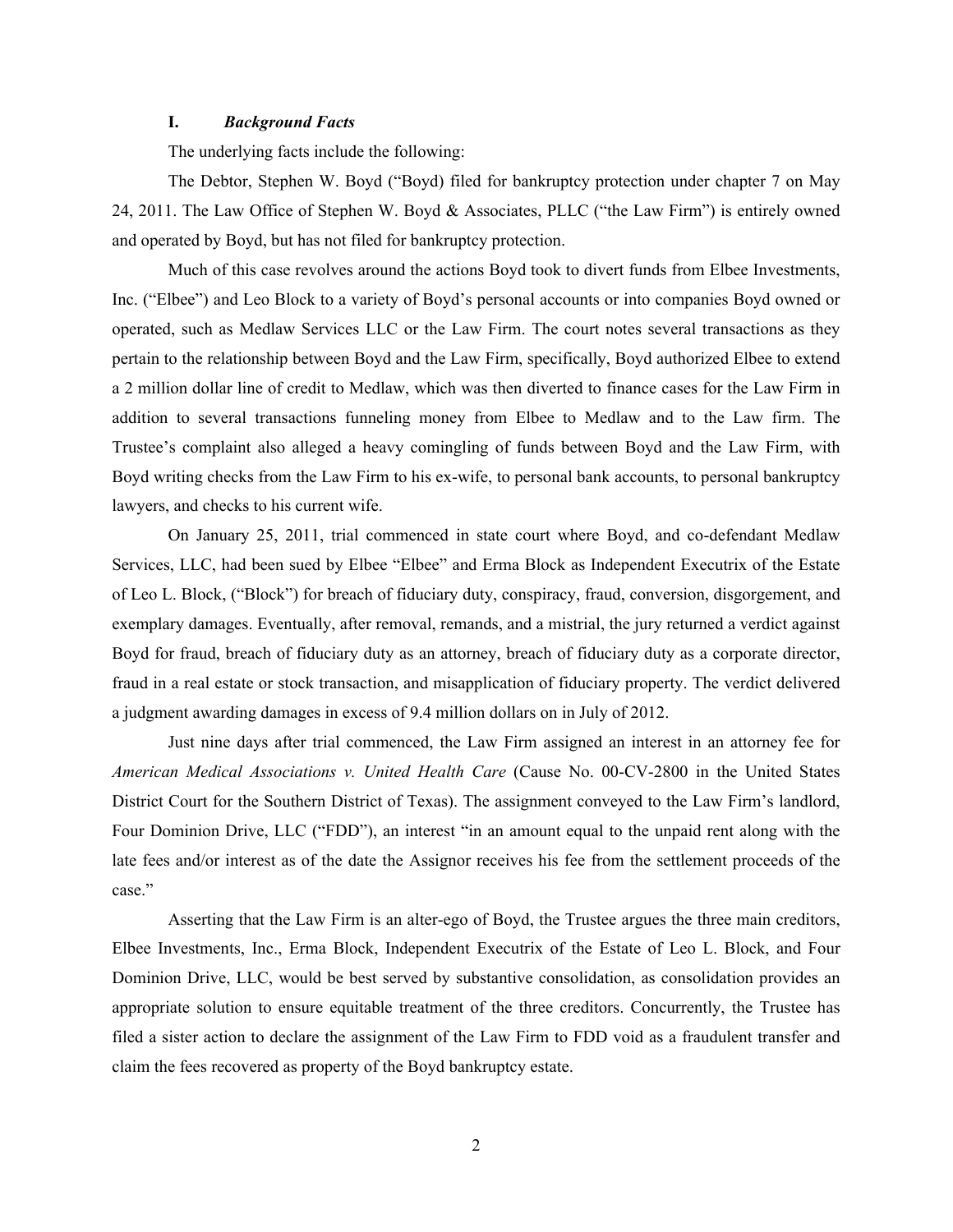## I. *Background Facts*

The underlying facts include the following:

The Debtor, Stephen W. Boyd ("Boyd) filed for bankruptcy protection under chapter 7 on May 24, 2011. The Law Office of Stephen W. Boyd & Associates, PLLC ("the Law Firm") is entirely owned and operated by Boyd, but has not filed for bankruptcy protection.

Much of this case revolves around the actions Boyd took to divert funds from Elbee Investments, Inc. ("Elbee") and Leo Block to a variety of Boyd's personal accounts or into companies Boyd owned or operated, such as Medlaw Services LLC or the Law Firm. The court notes several transactions as they pertain to the relationship between Boyd and the Law Firm, specifically, Boyd authorized Elbee to extend a 2 million dollar line of credit to Medlaw, which was then diverted to finance cases for the Law Firm in addition to several transactions funneling money from Elbee to Medlaw and to the Law firm. The Trustee's complaint also alleged a heavy comingling of funds between Boyd and the Law Firm, with Boyd writing checks from the Law Firm to his ex-wife, to personal bank accounts, to personal bankruptcy lawyers, and checks to his current wife.

On January 25, 2011, trial commenced in state court where Boyd, and co-defendant Medlaw Services, LLC, had been sued by Elbee "Elbee" and Erma Block as Independent Executrix of the Estate of Leo L. Block, ("Block") for breach of fiduciary duty, conspiracy, fraud, conversion, disgorgement, and exemplary damages. Eventually, after removal, remands, and a mistrial, the jury returned a verdict against Boyd for fraud, breach of fiduciary duty as an attorney, breach of fiduciary duty as a corporate director, fraud in a real estate or stock transaction, and misapplication of fiduciary property. The verdict delivered a judgment awarding damages in excess of 9.4 million dollars on in July of 2012.

Just nine days after trial commenced, the Law Firm assigned an interest in an attorney fee for *American Medical Associations v. United Health Care* (Cause No. 00-CV-2800 in the United States District Court for the Southern District of Texas). The assignment conveyed to the Law Firm's landlord, Four Dominion Drive, LLC ("FDD"), an interest "in an amount equal to the unpaid rent along with the late fees and/or interest as of the date the Assignor receives his fee from the settlement proceeds of the case."

Asserting that the Law Firm is an alter-ego of Boyd, the Trustee argues the three main creditors, Elbee Investments, Inc., Erma Block, Independent Executrix of the Estate of Leo L. Block, and Four Dominion Drive, LLC, would be best served by substantive consolidation, as consolidation provides an appropriate solution to ensure equitable treatment of the three creditors. Concurrently, the Trustee has filed a sister action to declare the assignment of the Law Firm to FDD void as a fraudulent transfer and claim the fees recovered as property of the Boyd bankruptcy estate.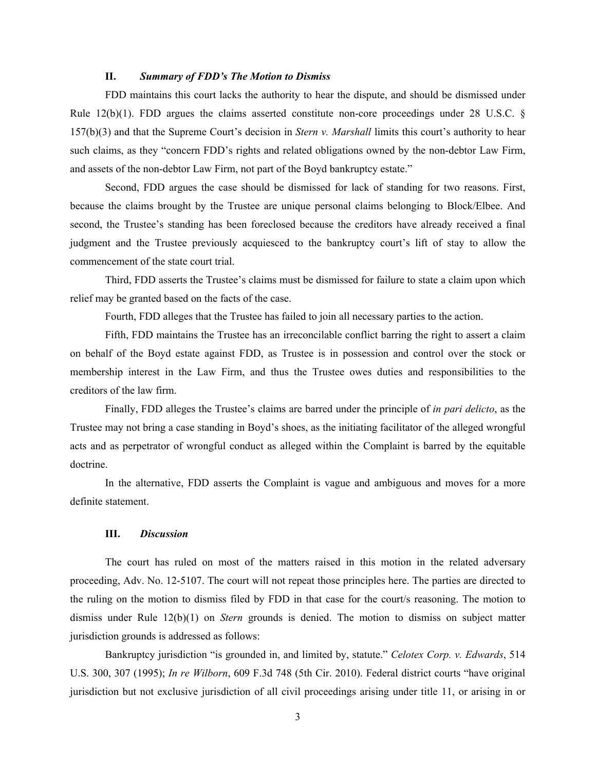### II. *Summary of FDD's The Motion to Dismiss*

FDD maintains this court lacks the authority to hear the dispute, and should be dismissed under Rule 12(b)(1). FDD argues the claims asserted constitute non-core proceedings under 28 U.S.C. § 157(b)(3) and that the Supreme Court's decision in *Stern v. Marshall* limits this court's authority to hear such claims, as they "concern FDD's rights and related obligations owned by the non-debtor Law Firm, and assets of the non-debtor Law Firm, not part of the Boyd bankruptcy estate."

Second, FDD argues the case should be dismissed for lack of standing for two reasons. First, because the claims brought by the Trustee are unique personal claims belonging to Block/Elbee. And second, the Trustee's standing has been foreclosed because the creditors have already received a final judgment and the Trustee previously acquiesced to the bankruptcy court's lift of stay to allow the commencement of the state court trial.

Third, FDD asserts the Trustee's claims must be dismissed for failure to state a claim upon which relief may be granted based on the facts of the case.

Fourth, FDD alleges that the Trustee has failed to join all necessary parties to the action.

Fifth, FDD maintains the Trustee has an irreconcilable conflict barring the right to assert a claim on behalf of the Boyd estate against FDD, as Trustee is in possession and control over the stock or membership interest in the Law Firm, and thus the Trustee owes duties and responsibilities to the creditors of the law firm.

Finally, FDD alleges the Trustee's claims are barred under the principle of *in pari delicto*, as the Trustee may not bring a case standing in Boyd's shoes, as the initiating facilitator of the alleged wrongful acts and as perpetrator of wrongful conduct as alleged within the Complaint is barred by the equitable doctrine.

In the alternative, FDD asserts the Complaint is vague and ambiguous and moves for a more definite statement.

### III. *Discussion*

The court has ruled on most of the matters raised in this motion in the related adversary proceeding, Adv. No. 12-5107. The court will not repeat those principles here. The parties are directed to the ruling on the motion to dismiss filed by FDD in that case for the court/s reasoning. The motion to dismiss under Rule 12(b)(1) on *Stern* grounds is denied. The motion to dismiss on subject matter jurisdiction grounds is addressed as follows:

Bankruptcy jurisdiction "is grounded in, and limited by, statute." *Celotex Corp. v. Edwards*, 514 U.S. 300, 307 (1995); *In re Wilborn*, 609 F.3d 748 (5th Cir. 2010). Federal district courts "have original jurisdiction but not exclusive jurisdiction of all civil proceedings arising under title 11, or arising in or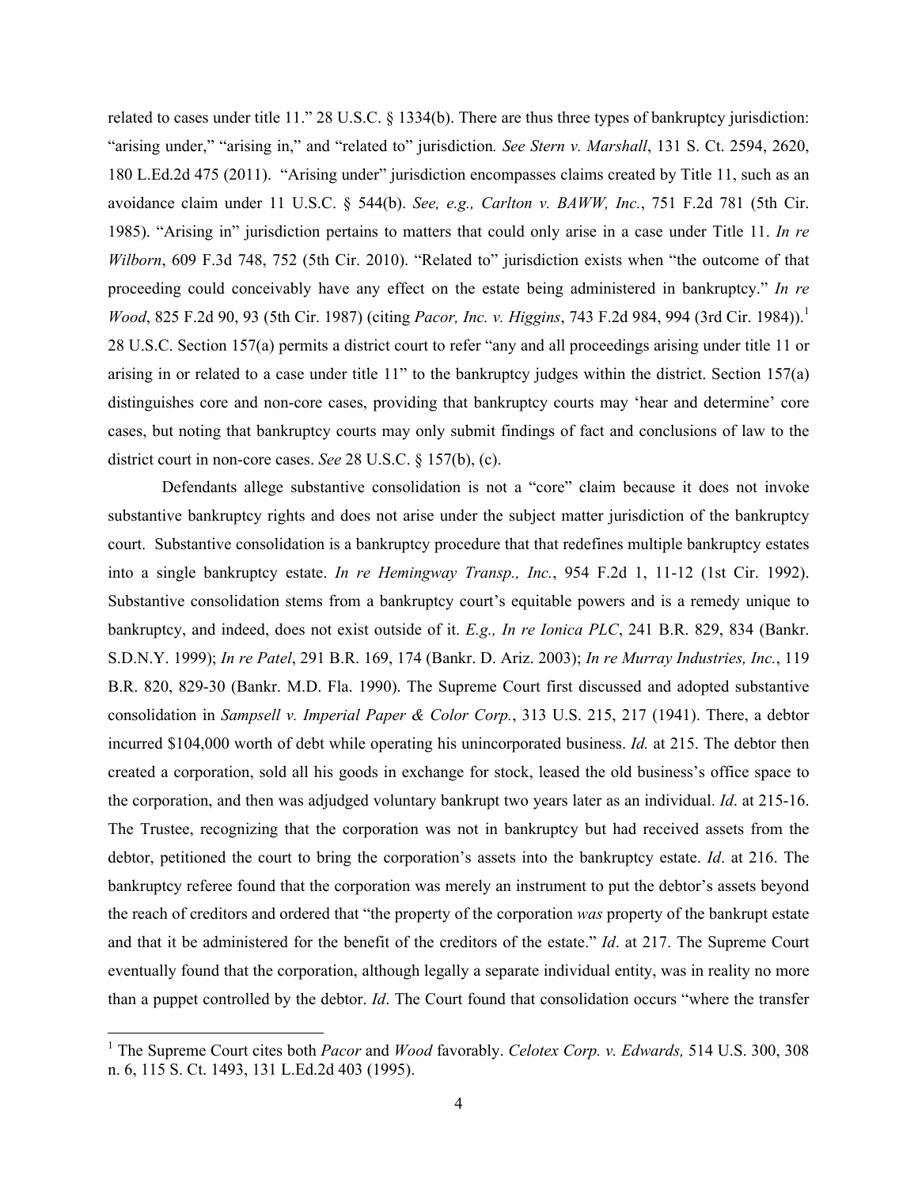related to cases under title 11." 28 U.S.C. § 1334(b). There are thus three types of bankruptcy jurisdiction: "arising under," "arising in," and "related to" jurisdiction. *See Stern v. Marshall*, 131 S. Ct. 2594, 2620, 180 L.Ed.2d 475 (2011). "Arising under" jurisdiction encompasses claims created by Title 11, such as an avoidance claim under 11 U.S.C. § 544(b). *See, e.g., Carlton v. BAWW, Inc.*, 751 F.2d 781 (5th Cir. 1985). "Arising in" jurisdiction pertains to matters that could only arise in a case under Title 11. *In re Wilborn*, 609 F.3d 748, 752 (5th Cir. 2010). "Related to" jurisdiction exists when "the outcome of that proceeding could conceivably have any effect on the estate being administered in bankruptcy." *In re Wood*, 825 F.2d 90, 93 (5th Cir. 1987) (citing *Pacor, Inc. v. Higgins*, 743 F.2d 984, 994 (3rd Cir. 1984)).[1] 28 U.S.C. Section 157(a) permits a district court to refer "any and all proceedings arising under title 11 or arising in or related to a case under title 11" to the bankruptcy judges within the district. Section 157(a) distinguishes core and non-core cases, providing that bankruptcy courts may 'hear and determine' core cases, but noting that bankruptcy courts may only submit findings of fact and conclusions of law to the district court in non-core cases. *See* 28 U.S.C. § 157(b), (c).

Defendants allege substantive consolidation is not a "core" claim because it does not invoke substantive bankruptcy rights and does not arise under the subject matter jurisdiction of the bankruptcy court. Substantive consolidation is a bankruptcy procedure that that redefines multiple bankruptcy estates into a single bankruptcy estate. *In re Hemingway Transp., Inc.*, 954 F.2d 1, 11-12 (1st Cir. 1992). Substantive consolidation stems from a bankruptcy court's equitable powers and is a remedy unique to bankruptcy, and indeed, does not exist outside of it. *E.g., In re Ionica PLC*, 241 B.R. 829, 834 (Bankr. S.D.N.Y. 1999); *In re Patel*, 291 B.R. 169, 174 (Bankr. D. Ariz. 2003); *In re Murray Industries, Inc.*, 119 B.R. 820, 829-30 (Bankr. M.D. Fla. 1990). The Supreme Court first discussed and adopted substantive consolidation in *Sampsell v. Imperial Paper & Color Corp.*, 313 U.S. 215, 217 (1941). There, a debtor incurred $104,000 worth of debt while operating his unincorporated business. *Id.* at 215. The debtor then created a corporation, sold all his goods in exchange for stock, leased the old business's office space to the corporation, and then was adjudged voluntary bankrupt two years later as an individual. *Id*. at 215-16. The Trustee, recognizing that the corporation was not in bankruptcy but had received assets from the debtor, petitioned the court to bring the corporation's assets into the bankruptcy estate. *Id*. at 216. The bankruptcy referee found that the corporation was merely an instrument to put the debtor's assets beyond the reach of creditors and ordered that "the property of the corporation *was* property of the bankrupt estate and that it be administered for the benefit of the creditors of the estate." *Id*. at 217. The Supreme Court eventually found that the corporation, although legally a separate individual entity, was in reality no more than a puppet controlled by the debtor. *Id*. The Court found that consolidation occurs "where the transfer

[1] The Supreme Court cites both *Pacor* and *Wood* favorably. *Celotex Corp. v. Edwards,* 514 U.S. 300, 308 n. 6, 115 S. Ct. 1493, 131 L.Ed.2d 403 (1995).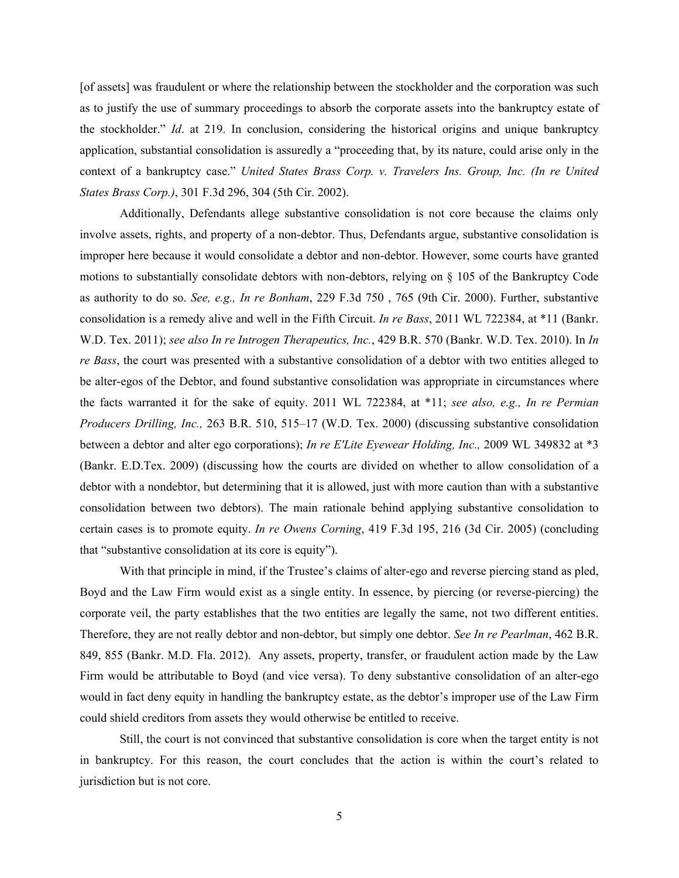[of assets] was fraudulent or where the relationship between the stockholder and the corporation was such as to justify the use of summary proceedings to absorb the corporate assets into the bankruptcy estate of the stockholder." *Id*. at 219. In conclusion, considering the historical origins and unique bankruptcy application, substantial consolidation is assuredly a "proceeding that, by its nature, could arise only in the context of a bankruptcy case." *United States Brass Corp. v. Travelers Ins. Group, Inc. (In re United States Brass Corp.)*, 301 F.3d 296, 304 (5th Cir. 2002).

Additionally, Defendants allege substantive consolidation is not core because the claims only involve assets, rights, and property of a non-debtor. Thus, Defendants argue, substantive consolidation is improper here because it would consolidate a debtor and non-debtor. However, some courts have granted motions to substantially consolidate debtors with non-debtors, relying on § 105 of the Bankruptcy Code as authority to do so. *See, e.g., In re Bonham*, 229 F.3d 750 , 765 (9th Cir. 2000). Further, substantive consolidation is a remedy alive and well in the Fifth Circuit. *In re Bass*, 2011 WL 722384, at *11 (Bankr. W.D. Tex. 2011); *see also In re Introgen Therapeutics, Inc.*, 429 B.R. 570 (Bankr. W.D. Tex. 2010). In *In re Bass*, the court was presented with a substantive consolidation of a debtor with two entities alleged to be alter-egos of the Debtor, and found substantive consolidation was appropriate in circumstances where the facts warranted it for the sake of equity. 2011 WL 722384, at *11; *see also, e.g., In re Permian Producers Drilling, Inc.,* 263 B.R. 510, 515–17 (W.D. Tex. 2000) (discussing substantive consolidation between a debtor and alter ego corporations); *In re E'Lite Eyewear Holding, Inc.,* 2009 WL 349832 at *3 (Bankr. E.D.Tex. 2009) (discussing how the courts are divided on whether to allow consolidation of a debtor with a nondebtor, but determining that it is allowed, just with more caution than with a substantive consolidation between two debtors). The main rationale behind applying substantive consolidation to certain cases is to promote equity. *In re Owens Corning*, 419 F.3d 195, 216 (3d Cir. 2005) (concluding that "substantive consolidation at its core is equity").

With that principle in mind, if the Trustee's claims of alter-ego and reverse piercing stand as pled, Boyd and the Law Firm would exist as a single entity. In essence, by piercing (or reverse-piercing) the corporate veil, the party establishes that the two entities are legally the same, not two different entities. Therefore, they are not really debtor and non-debtor, but simply one debtor. *See In re Pearlman*, 462 B.R. 849, 855 (Bankr. M.D. Fla. 2012). Any assets, property, transfer, or fraudulent action made by the Law Firm would be attributable to Boyd (and vice versa). To deny substantive consolidation of an alter-ego would in fact deny equity in handling the bankruptcy estate, as the debtor's improper use of the Law Firm could shield creditors from assets they would otherwise be entitled to receive.

Still, the court is not convinced that substantive consolidation is core when the target entity is not in bankruptcy. For this reason, the court concludes that the action is within the court's related to jurisdiction but is not core.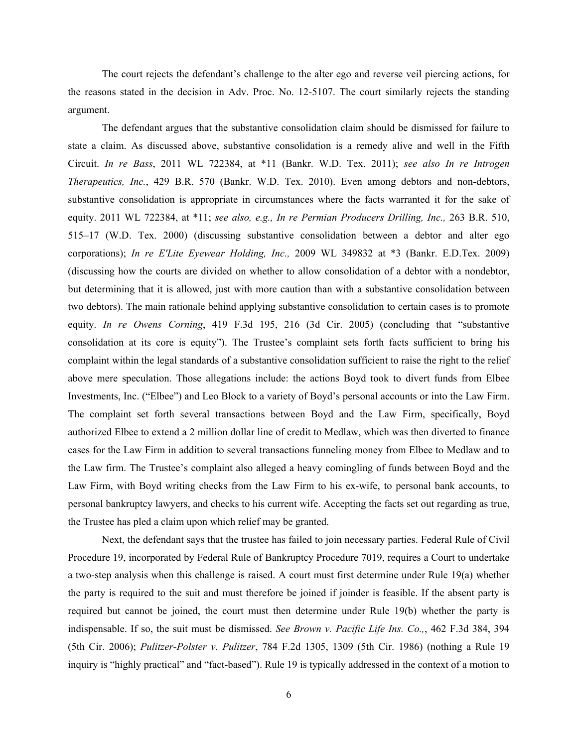The court rejects the defendant's challenge to the alter ego and reverse veil piercing actions, for the reasons stated in the decision in Adv. Proc. No. 12-5107. The court similarly rejects the standing argument.

The defendant argues that the substantive consolidation claim should be dismissed for failure to state a claim. As discussed above, substantive consolidation is a remedy alive and well in the Fifth Circuit. *In re Bass*, 2011 WL 722384, at *11 (Bankr. W.D. Tex. 2011); *see also In re Introgen Therapeutics, Inc.*, 429 B.R. 570 (Bankr. W.D. Tex. 2010). Even among debtors and non-debtors, substantive consolidation is appropriate in circumstances where the facts warranted it for the sake of equity. 2011 WL 722384, at *11; *see also, e.g., In re Permian Producers Drilling, Inc.,* 263 B.R. 510, 515–17 (W.D. Tex. 2000) (discussing substantive consolidation between a debtor and alter ego corporations); *In re E'Lite Eyewear Holding, Inc.,* 2009 WL 349832 at *3 (Bankr. E.D.Tex. 2009) (discussing how the courts are divided on whether to allow consolidation of a debtor with a nondebtor, but determining that it is allowed, just with more caution than with a substantive consolidation between two debtors). The main rationale behind applying substantive consolidation to certain cases is to promote equity. *In re Owens Corning*, 419 F.3d 195, 216 (3d Cir. 2005) (concluding that "substantive consolidation at its core is equity"). The Trustee's complaint sets forth facts sufficient to bring his complaint within the legal standards of a substantive consolidation sufficient to raise the right to the relief above mere speculation. Those allegations include: the actions Boyd took to divert funds from Elbee Investments, Inc. ("Elbee") and Leo Block to a variety of Boyd's personal accounts or into the Law Firm. The complaint set forth several transactions between Boyd and the Law Firm, specifically, Boyd authorized Elbee to extend a 2 million dollar line of credit to Medlaw, which was then diverted to finance cases for the Law Firm in addition to several transactions funneling money from Elbee to Medlaw and to the Law firm. The Trustee's complaint also alleged a heavy comingling of funds between Boyd and the Law Firm, with Boyd writing checks from the Law Firm to his ex-wife, to personal bank accounts, to personal bankruptcy lawyers, and checks to his current wife. Accepting the facts set out regarding as true, the Trustee has pled a claim upon which relief may be granted.

Next, the defendant says that the trustee has failed to join necessary parties. Federal Rule of Civil Procedure 19, incorporated by Federal Rule of Bankruptcy Procedure 7019, requires a Court to undertake a two-step analysis when this challenge is raised. A court must first determine under Rule 19(a) whether the party is required to the suit and must therefore be joined if joinder is feasible. If the absent party is required but cannot be joined, the court must then determine under Rule 19(b) whether the party is indispensable. If so, the suit must be dismissed. *See Brown v. Pacific Life Ins. Co.,*, 462 F.3d 384, 394 (5th Cir. 2006); *Pulitzer-Polster v. Pulitzer*, 784 F.2d 1305, 1309 (5th Cir. 1986) (nothing a Rule 19 inquiry is "highly practical" and "fact-based"). Rule 19 is typically addressed in the context of a motion to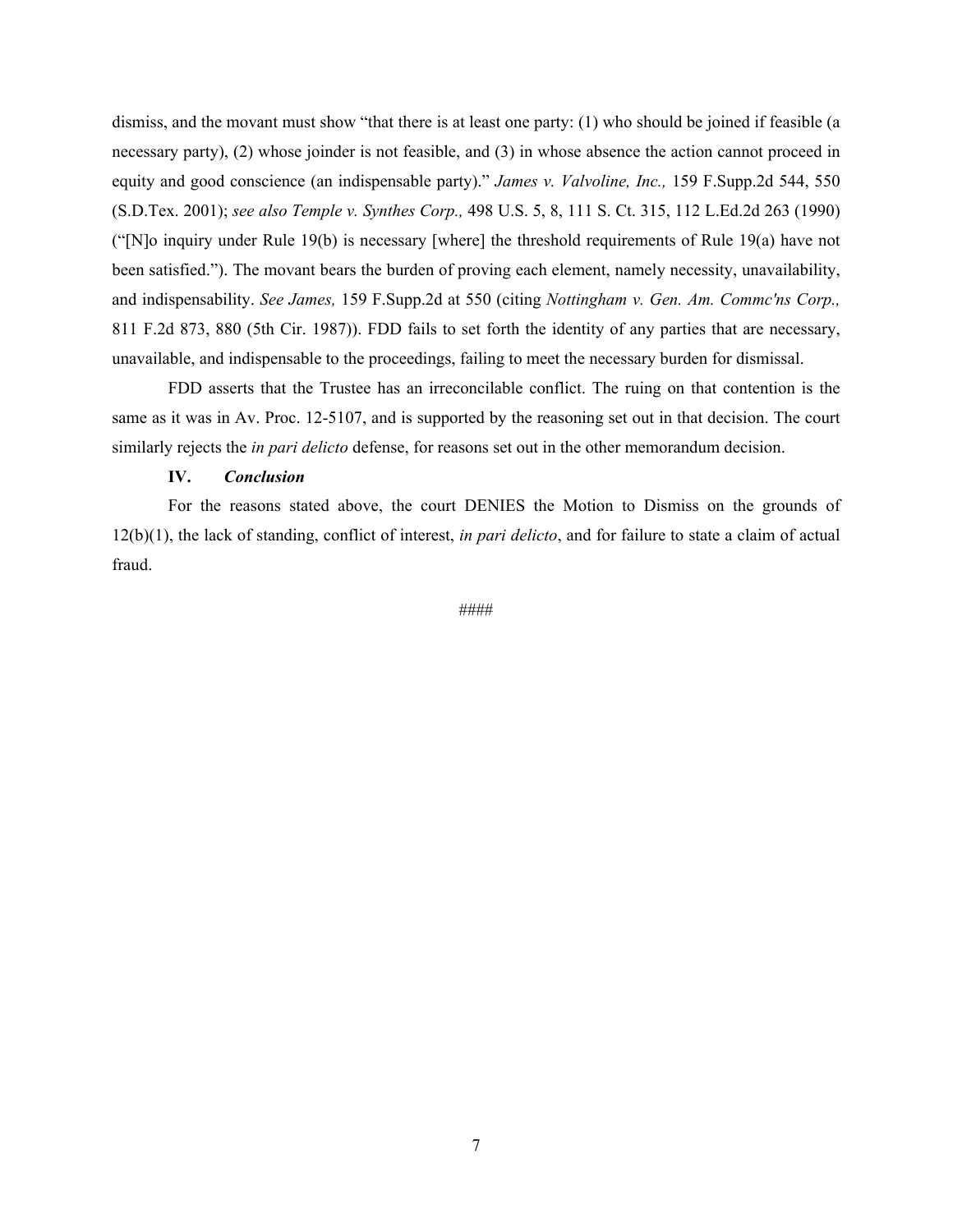dismiss, and the movant must show "that there is at least one party: (1) who should be joined if feasible (a necessary party), (2) whose joinder is not feasible, and (3) in whose absence the action cannot proceed in equity and good conscience (an indispensable party)." *James v. Valvoline, Inc.,* 159 F.Supp.2d 544, 550 (S.D.Tex. 2001); *see also Temple v. Synthes Corp.,* 498 U.S. 5, 8, 111 S. Ct. 315, 112 L.Ed.2d 263 (1990) ("[N]o inquiry under Rule 19(b) is necessary [where] the threshold requirements of Rule 19(a) have not been satisfied."). The movant bears the burden of proving each element, namely necessity, unavailability, and indispensability. *See James,* 159 F.Supp.2d at 550 (citing *Nottingham v. Gen. Am. Commc'ns Corp.,* 811 F.2d 873, 880 (5th Cir. 1987)). FDD fails to set forth the identity of any parties that are necessary, unavailable, and indispensable to the proceedings, failing to meet the necessary burden for dismissal.

FDD asserts that the Trustee has an irreconcilable conflict. The ruling on that contention is the same as it was in Av. Proc. 12-5107, and is supported by the reasoning set out in that decision. The court similarly rejects the *in pari delicto* defense, for reasons set out in the other memorandum decision.

## IV. *Conclusion*

For the reasons stated above, the court DENIES the Motion to Dismiss on the grounds of 12(b)(1), the lack of standing, conflict of interest, *in pari delicto*, and for failure to state a claim of actual fraud.

####